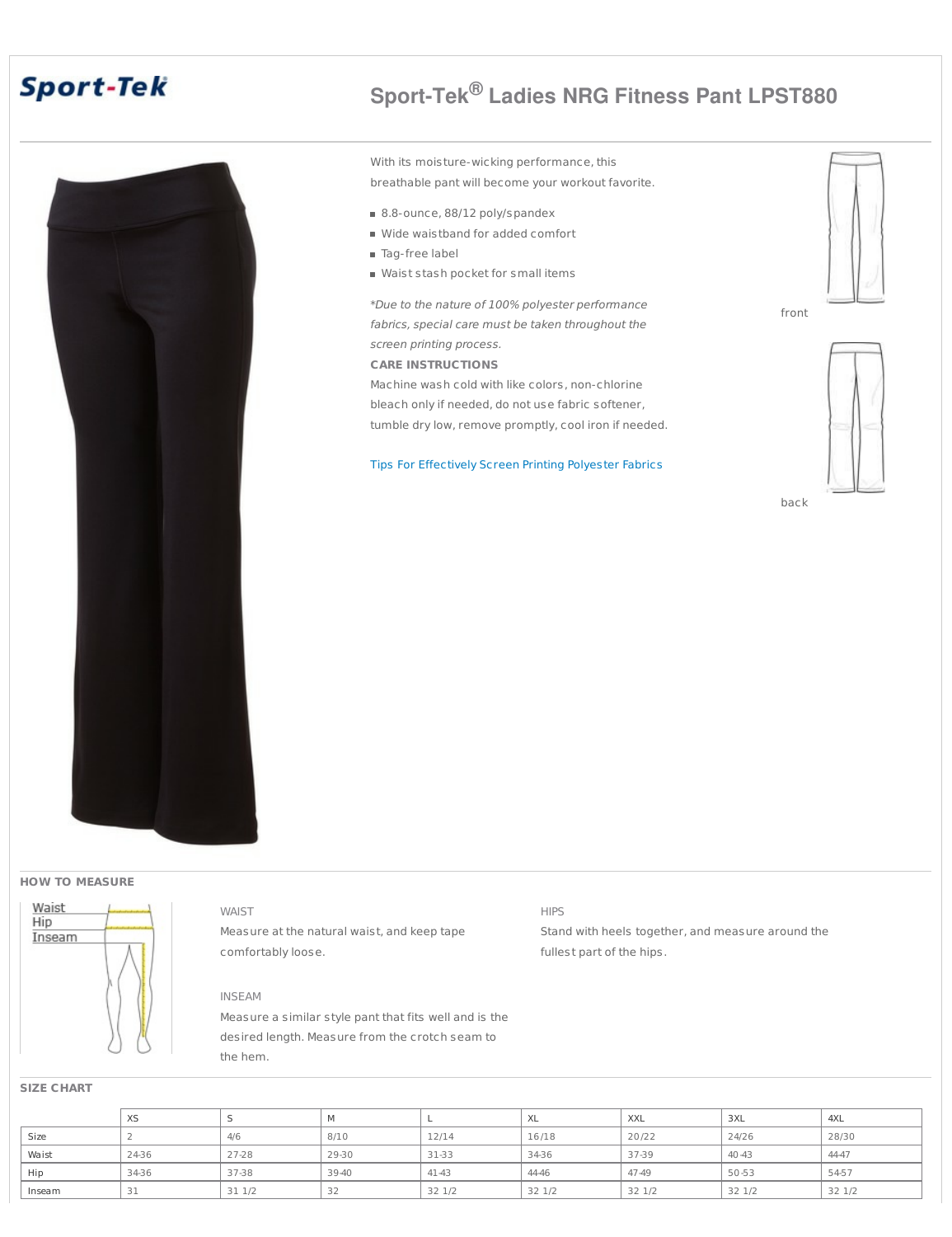Sport-Tek

# Sport-Tek® Ladies NRG Fitness Pant LPST880

With its moisture-wicking performance, this breathable pant will become your workout favorite.

- 8.8-ounce, 88/12 poly/spandex
- Wide waistband for added comfort
- Tag-free label
- Waist stash pocket for small items

*\*Due to the nature of 100% polyester performance fabrics, special care must be taken throughout the screen printing process.*

**CARE INSTRUCTIONS**

Machine wash cold with like colors, non-chlorine bleach only if needed, do not use fabric softener, tumble dry low, remove promptly, cool iron if needed.

Tips For Effectively Screen Printing Polyester Fabrics

front

back

## HOW TO MEASURE

Waist
Hip
Inseam

WAIST

Measure at the natural waist, and keep tape comfortably loose.

INSEAM

Measure a similar style pant that fits well and is the desired length. Measure from the crotch seam to the hem.

HIPS

Stand with heels together, and measure around the fullest part of the hips.

## SIZE CHART

| | XS | S | M | L | XL | XXL | 3XL | 4XL |
|---|---|---|---|---|---|---|---|---|
| Size | 2 | 4/6 | 8/10 | 12/14 | 16/18 | 20/22 | 24/26 | 28/30 |
| Waist | 24-36 | 27-28 | 29-30 | 31-33 | 34-36 | 37-39 | 40-43 | 44-47 |
| Hip | 34-36 | 37-38 | 39-40 | 41-43 | 44-46 | 47-49 | 50-53 | 54-57 |
| Inseam | 31 | 31 1/2 | 32 | 32 1/2 | 32 1/2 | 32 1/2 | 32 1/2 | 32 1/2 |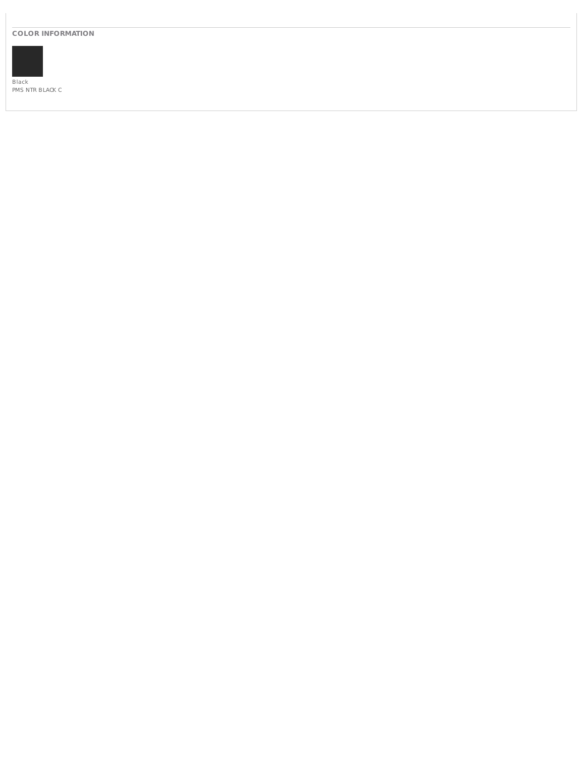## COLOR INFORMATION

Black
PMS NTR BLACK C